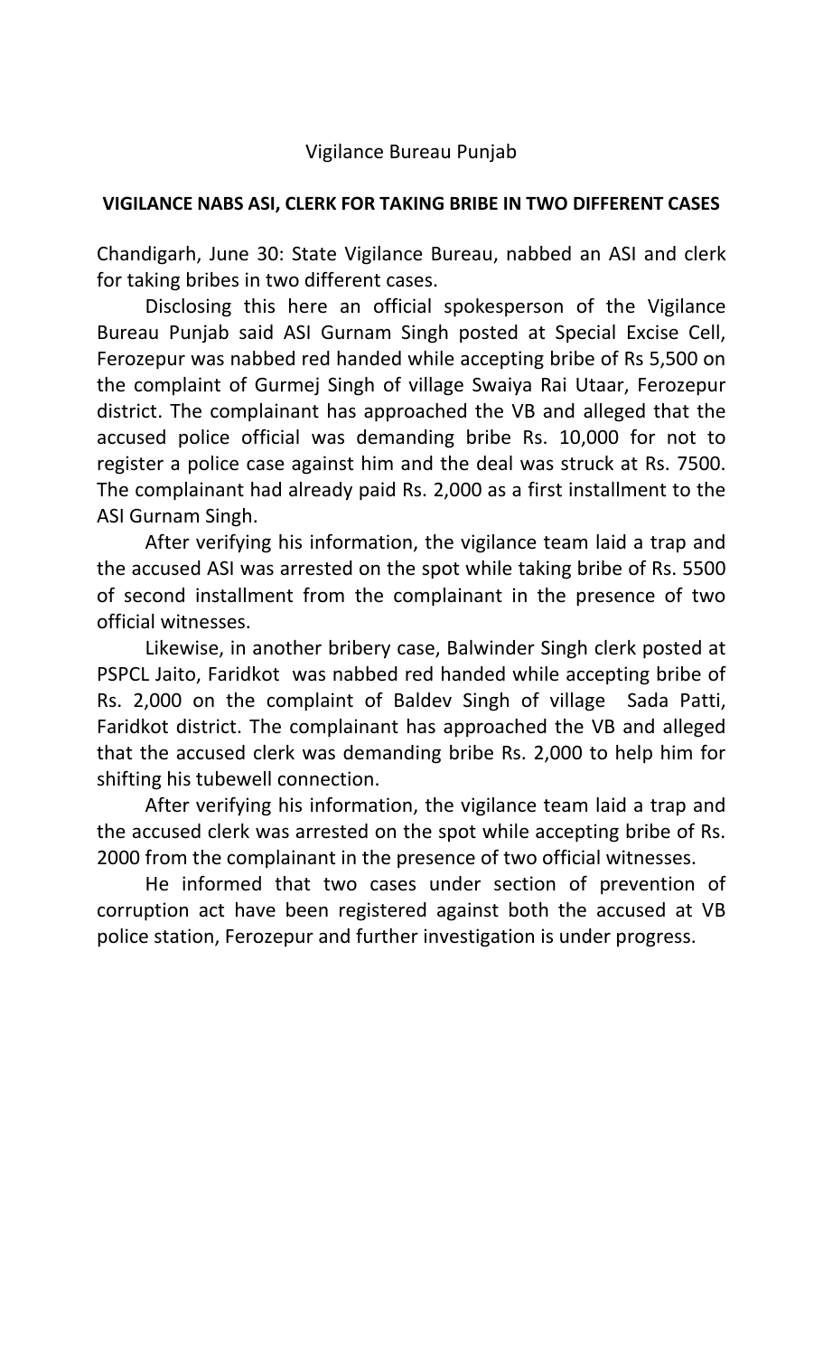Vigilance Bureau Punjab

**VIGILANCE NABS ASI, CLERK FOR TAKING BRIBE IN TWO DIFFERENT CASES**

Chandigarh, June 30: State Vigilance Bureau, nabbed an ASI and clerk for taking bribes in two different cases.

Disclosing this here an official spokesperson of the Vigilance Bureau Punjab said ASI Gurnam Singh posted at Special Excise Cell, Ferozepur was nabbed red handed while accepting bribe of Rs 5,500 on the complaint of Gurmej Singh of village Swaiya Rai Utaar, Ferozepur district. The complainant has approached the VB and alleged that the accused police official was demanding bribe Rs. 10,000 for not to register a police case against him and the deal was struck at Rs. 7500. The complainant had already paid Rs. 2,000 as a first installment to the ASI Gurnam Singh.

After verifying his information, the vigilance team laid a trap and the accused ASI was arrested on the spot while taking bribe of Rs. 5500 of second installment from the complainant in the presence of two official witnesses.

Likewise, in another bribery case, Balwinder Singh clerk posted at PSPCL Jaito, Faridkot was nabbed red handed while accepting bribe of Rs. 2,000 on the complaint of Baldev Singh of village Sada Patti, Faridkot district. The complainant has approached the VB and alleged that the accused clerk was demanding bribe Rs. 2,000 to help him for shifting his tubewell connection.

After verifying his information, the vigilance team laid a trap and the accused clerk was arrested on the spot while accepting bribe of Rs. 2000 from the complainant in the presence of two official witnesses.

He informed that two cases under section of prevention of corruption act have been registered against both the accused at VB police station, Ferozepur and further investigation is under progress.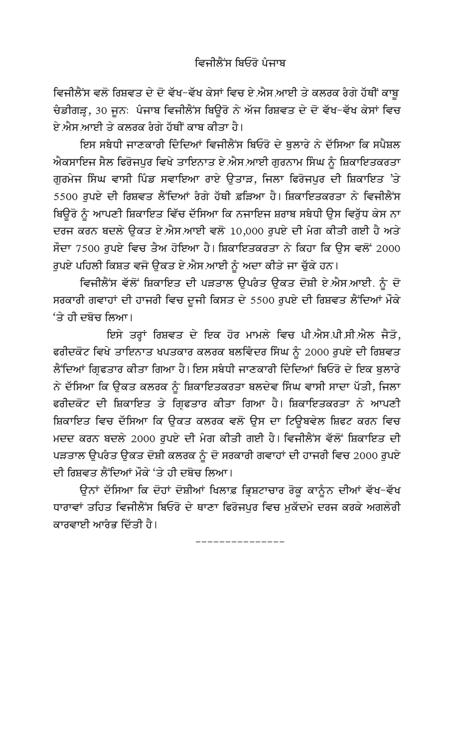ਵਿਜੀਲੈਂਸ ਬਿਓਰੋ ਪੰਜਾਬ

ਵਿਜੀਲੈਂਸ ਵਲੋ ਰਿਸ਼ਵਤ ਦੇ ਦੋ ਵੱਖ-ਵੱਖ ਕੇਸਾਂ ਵਿਚ ਏ.ਐਸ.ਆਈ ਤੇ ਕਲਰਕ ਰੰਗੇ ਹੱਥੀਂ ਕਾਬੂ

ਚੰਡੀਗੜ੍ਹ, 30 ਜੂਨ: ਪੰਜਾਬ ਵਿਜੀਲੈਂਸ ਬਿਊਰੋ ਨੇ ਅੱਜ ਰਿਸ਼ਵਤ ਦੇ ਦੋ ਵੱਖ-ਵੱਖ ਕੇਸਾਂ ਵਿਚ ਏ.ਐਸ.ਆਈ ਤੇ ਕਲਰਕ ਰੰਗੇ ਹੱਥੀਂ ਕਾਬੂ ਕੀਤਾ ਹੈ।

ਇਸ ਸਬੰਧੀ ਜਾਣਕਾਰੀ ਦਿੰਦਿਆਂ ਵਿਜੀਲੈਂਸ ਬਿਓਰੋ ਦੇ ਬੁਲਾਰੇ ਨੇ ਦੱਸਿਆ ਕਿ ਸਪੈਸ਼ਲ ਐਕਸਾਇਜ ਸੈਲ ਫਿਰੋਜਪੁਰ ਵਿਖੇ ਤਾਇਨਾਤ ਏ.ਐਸ.ਆਈ ਗੁਰਨਾਮ ਸਿੰਘ ਨੂੰ ਸ਼ਿਕਾਇਤਕਰਤਾ ਗੁਰਮੇਜ ਸਿੰਘ ਵਾਸੀ ਪਿੰਡ ਸਵਾਇਆ ਰਾਏ ਉਤਾੜ, ਜਿਲਾ ਫਿਰੋਜਪੁਰ ਦੀ ਸ਼ਿਕਾਇਤ 'ਤੇ 5500 ਰੁਪਏ ਦੀ ਰਿਸ਼ਵਤ ਲੈਂਦਿਆਂ ਰੰਗੇ ਹੱਥੀ ਫੜ੍ਹਿਆ ਹੈ। ਸ਼ਿਕਾਇਤਕਰਤਾ ਨੇ ਵਿਜੀਲੈਂਸ ਬਿਊਰੋ ਨੂੰ ਆਪਣੀ ਸ਼ਿਕਾਇਤ ਵਿੱਚ ਦੱਸਿਆ ਕਿ ਨਜਾਇਜ ਸ਼ਰਾਬ ਸਬੰਧੀ ਉਸ ਵਿਰੁੱਧ ਕੇਸ ਨਾ ਦਰਜ ਕਰਨ ਬਦਲੇ ਉਕਤ ਏ.ਐਸ.ਆਈ ਵਲੋ 10,000 ਰੁਪਏ ਦੀ ਮੰਗ ਕੀਤੀ ਗਈ ਹੈ ਅਤੇ ਸੌਦਾ 7500 ਰੁਪਏ ਵਿਚ ਤੈਅ ਹੋਇਆ ਹੈ। ਸ਼ਿਕਾਇਤਕਰਤਾ ਨੇ ਕਿਹਾ ਕਿ ਉਸ ਵਲੋਂ 2000 ਰੁਪਏ ਪਹਿਲੀ ਕਿਸ਼ਤ ਵਜੋ ਉਕਤ ਏ.ਐਸ.ਆਈ ਨੂੰ ਅਦਾ ਕੀਤੇ ਜਾ ਚੁੱਕੇ ਹਨ।

ਵਿਜੀਲੈਂਸ ਵੱਲੋਂ ਸ਼ਿਕਾਇਤ ਦੀ ਪੜਤਾਲ ਉਪਰੰਤ ਉਕਤ ਦੋਸ਼ੀ ਏ.ਐਸ.ਆਈ. ਨੂੰ ਦੋ ਸਰਕਾਰੀ ਗਵਾਹਾਂ ਦੀ ਹਾਜਰੀ ਵਿਚ ਦੂਜੀ ਕਿਸਤ ਦੇ 5500 ਰੁਪਏ ਦੀ ਰਿਸ਼ਵਤ ਲੈਂਦਿਆਂ ਮੌਕੇ 'ਤੇ ਹੀ ਦਬੋਚ ਲਿਆ।

ਇਸੇ ਤਰ੍ਹਾਂ ਰਿਸ਼ਵਤ ਦੇ ਇਕ ਹੋਰ ਮਾਮਲੇ ਵਿਚ ਪੀ.ਐਸ.ਪੀ.ਸੀ.ਐਲ ਜੈਤੋ, ਫਰੀਦਕੋਟ ਵਿਖੇ ਤਾਇਨਾਤ ਖਪਤਕਾਰ ਕਲਰਕ ਬਲਵਿੰਦਰ ਸਿੰਘ ਨੂੰ 2000 ਰੁਪਏ ਦੀ ਰਿਸ਼ਵਤ ਲੈਂਦਿਆਂ ਗ੍ਰਿਫਤਾਰ ਕੀਤਾ ਗਿਆ ਹੈ। ਇਸ ਸਬੰਧੀ ਜਾਣਕਾਰੀ ਦਿੰਦਿਆਂ ਬਿਓਰੋ ਦੇ ਇਕ ਬੁਲਾਰੇ ਨੇ ਦੱਸਿਆ ਕਿ ਉਕਤ ਕਲਰਕ ਨੂੰ ਸ਼ਿਕਾਇਤਕਰਤਾ ਬਲਦੇਵ ਸਿੰਘ ਵਾਸੀ ਸਾਦਾ ਪੱਤੀ, ਜਿਲਾ ਫਰੀਦਕੋਟ ਦੀ ਸ਼ਿਕਾਇਤ ਤੇ ਗ੍ਰਿਫਤਾਰ ਕੀਤਾ ਗਿਆ ਹੈ। ਸ਼ਿਕਾਇਤਕਰਤਾ ਨੇ ਆਪਣੀ ਸ਼ਿਕਾਇਤ ਵਿਚ ਦੱਸਿਆ ਕਿ ਉਕਤ ਕਲਰਕ ਵਲੋ ਉਸ ਦਾ ਟਿਊਬਵੇਲ ਸ਼ਿਫਟ ਕਰਨ ਵਿਚ ਮਦਦ ਕਰਨ ਬਦਲੇ 2000 ਰੁਪਏ ਦੀ ਮੰਗ ਕੀਤੀ ਗਈ ਹੈ। ਵਿਜੀਲੈਂਸ ਵੱਲੋਂ ਸ਼ਿਕਾਇਤ ਦੀ ਪੜਤਾਲ ਉਪਰੰਤ ਉਕਤ ਦੋਸ਼ੀ ਕਲਰਕ ਨੂੰ ਦੋ ਸਰਕਾਰੀ ਗਵਾਹਾਂ ਦੀ ਹਾਜਰੀ ਵਿਚ 2000 ਰੁਪਏ ਦੀ ਰਿਸ਼ਵਤ ਲੈਂਦਿਆਂ ਮੌਕੇ 'ਤੇ ਹੀ ਦਬੋਚ ਲਿਆ।

ਉਨਾਂ ਦੱਸਿਆ ਕਿ ਦੋਹਾਂ ਦੋਸ਼ੀਆਂ ਖਿਲਾਫ਼ ਭ੍ਰਿਸ਼ਟਾਚਾਰ ਰੋਕੂ ਕਾਨੂੰਨ ਦੀਆਂ ਵੱਖ-ਵੱਖ ਧਾਰਾਵਾਂ ਤਹਿਤ ਵਿਜੀਲੈਂਸ ਬਿਓਰੋ ਦੇ ਥਾਣਾ ਫਿਰੋਜਪੁਰ ਵਿਚ ਮੁਕੱਦਮੇ ਦਰਜ ਕਰਕੇ ਅਗਲੇਰੀ ਕਾਰਵਾਈ ਆਰੰਭ ਦਿੱਤੀ ਹੈ।

---------------